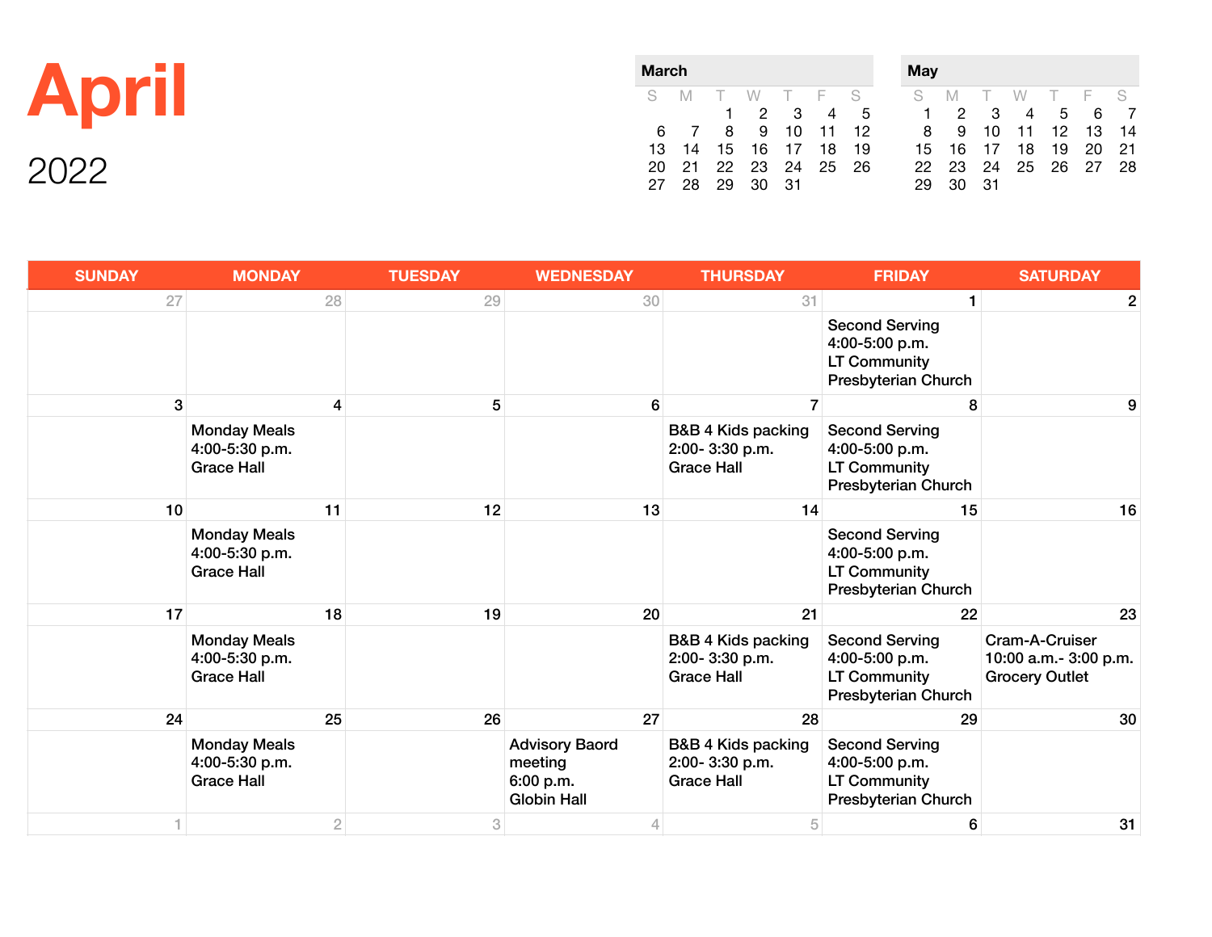# April

2022

| March | | | | | | |
|---|---|---|---|---|---|---|
| S | M | T | W | T | F | S |
| | | 1 | 2 | 3 | 4 | 5 |
| 6 | 7 | 8 | 9 | 10 | 11 | 12 |
| 13 | 14 | 15 | 16 | 17 | 18 | 19 |
| 20 | 21 | 22 | 23 | 24 | 25 | 26 |
| 27 | 28 | 29 | 30 | 31 | | |

| May | | | | | | |
|---|---|---|---|---|---|---|
| S | M | T | W | T | F | S |
| 1 | 2 | 3 | 4 | 5 | 6 | 7 |
| 8 | 9 | 10 | 11 | 12 | 13 | 14 |
| 15 | 16 | 17 | 18 | 19 | 20 | 21 |
| 22 | 23 | 24 | 25 | 26 | 27 | 28 |
| 29 | 30 | 31 | | | | |

| SUNDAY | MONDAY | TUESDAY | WEDNESDAY | THURSDAY | FRIDAY | SATURDAY |
|---|---|---|---|---|---|---|
| 27 | 28 | 29 | 30 | 31 | 1 | 2 |
| | | | | | Second Serving 4:00-5:00 p.m. LT Community Presbyterian Church | |
| 3 | 4 | 5 | 6 | 7 | 8 | 9 |
| | Monday Meals 4:00-5:30 p.m. Grace Hall | | | B&B 4 Kids packing 2:00- 3:30 p.m. Grace Hall | Second Serving 4:00-5:00 p.m. LT Community Presbyterian Church | |
| 10 | 11 | 12 | 13 | 14 | 15 | 16 |
| | Monday Meals 4:00-5:30 p.m. Grace Hall | | | | Second Serving 4:00-5:00 p.m. LT Community Presbyterian Church | |
| 17 | 18 | 19 | 20 | 21 | 22 | 23 |
| | Monday Meals 4:00-5:30 p.m. Grace Hall | | | B&B 4 Kids packing 2:00- 3:30 p.m. Grace Hall | Second Serving 4:00-5:00 p.m. LT Community Presbyterian Church | Cram-A-Cruiser 10:00 a.m.- 3:00 p.m. Grocery Outlet |
| 24 | 25 | 26 | 27 | 28 | 29 | 30 |
| | Monday Meals 4:00-5:30 p.m. Grace Hall | | Advisory Baord meeting 6:00 p.m. Globin Hall | B&B 4 Kids packing 2:00- 3:30 p.m. Grace Hall | Second Serving 4:00-5:00 p.m. LT Community Presbyterian Church | |
| 1 | 2 | 3 | 4 | 5 | 6 | 31 |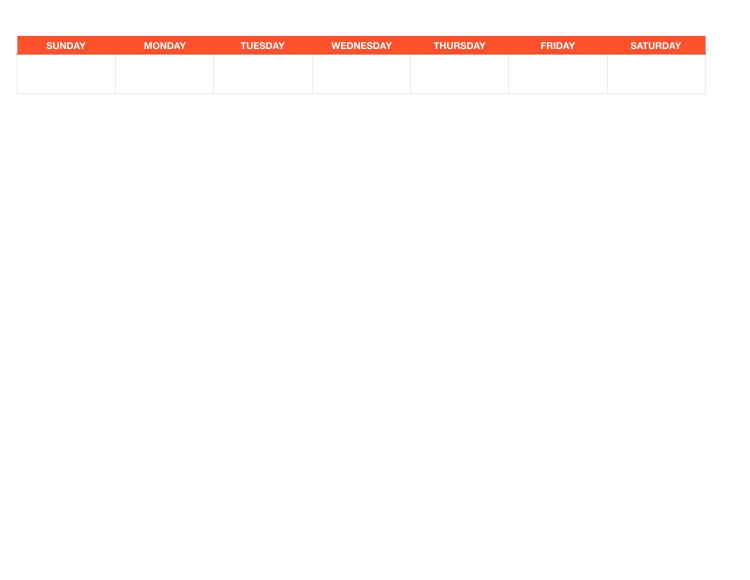| SUNDAY | MONDAY | TUESDAY | WEDNESDAY | THURSDAY | FRIDAY | SATURDAY |
|---|---|---|---|---|---|---|
| | | | | | | |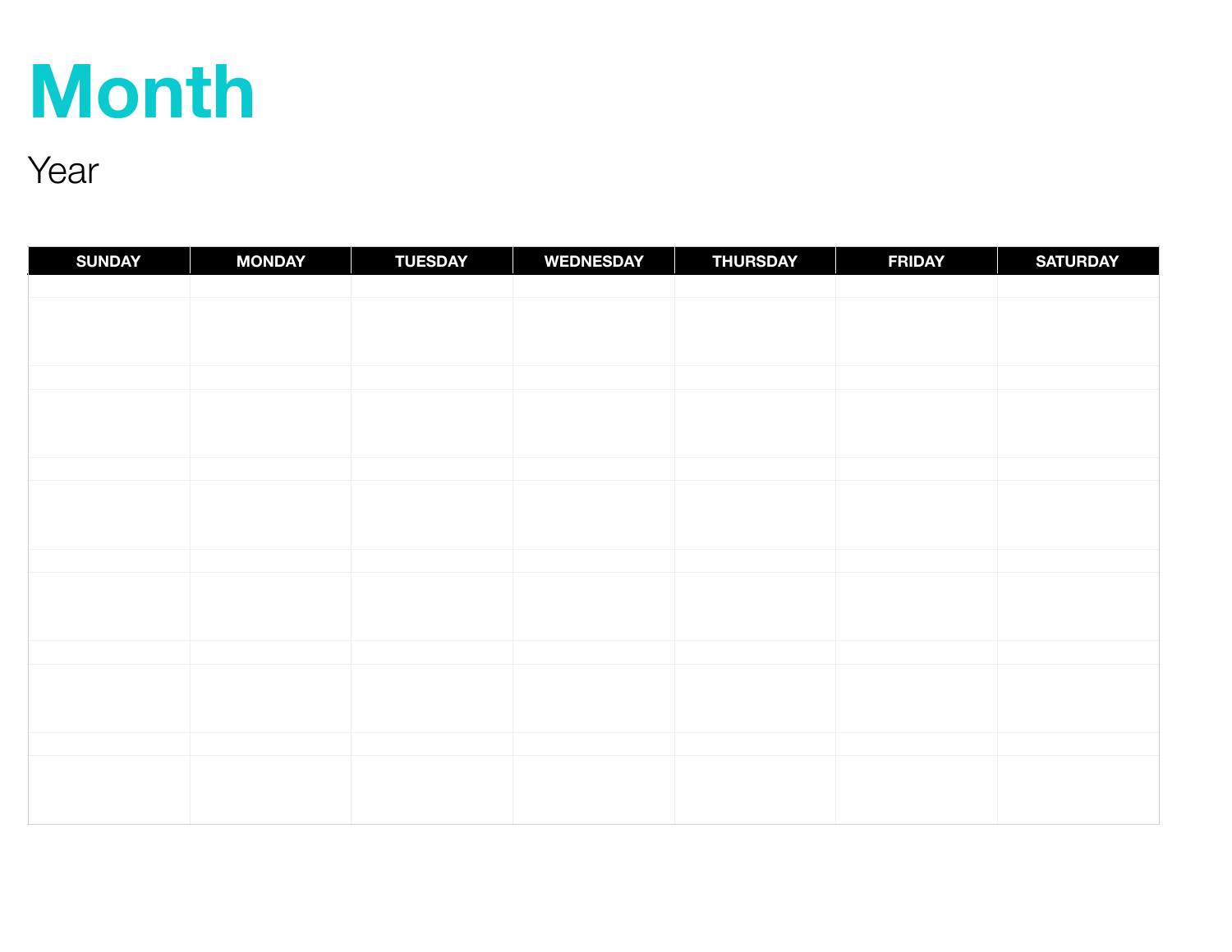# Month

Year

| SUNDAY | MONDAY | TUESDAY | WEDNESDAY | THURSDAY | FRIDAY | SATURDAY |
|---|---|---|---|---|---|---|
| | | | | | | |
| | | | | | | |
| | | | | | | |
| | | | | | | |
| | | | | | | |
| | | | | | | |
| | | | | | | |
| | | | | | | |
| | | | | | | |
| | | | | | | |
| | | | | | | |
| | | | | | | |